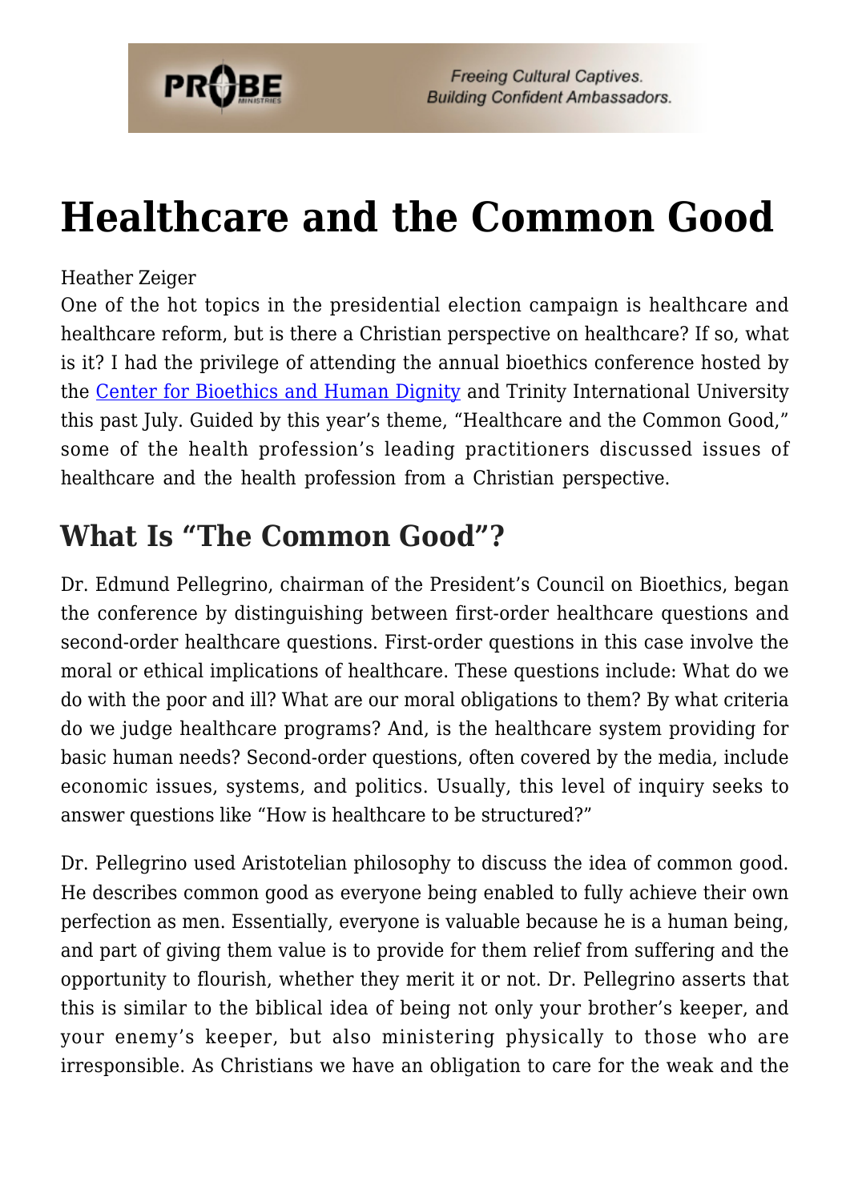# Healthcare and the Common Good

Heather Zeiger

One of the hot topics in the presidential election campaign is healthcare and healthcare reform, but is there a Christian perspective on healthcare? If so, what is it? I had the privilege of attending the annual bioethics conference hosted by the Center for Bioethics and Human Dignity and Trinity International University this past July. Guided by this year's theme, "Healthcare and the Common Good," some of the health profession's leading practitioners discussed issues of healthcare and the health profession from a Christian perspective.

## What Is "The Common Good"?

Dr. Edmund Pellegrino, chairman of the President's Council on Bioethics, began the conference by distinguishing between first-order healthcare questions and second-order healthcare questions. First-order questions in this case involve the moral or ethical implications of healthcare. These questions include: What do we do with the poor and ill? What are our moral obligations to them? By what criteria do we judge healthcare programs? And, is the healthcare system providing for basic human needs? Second-order questions, often covered by the media, include economic issues, systems, and politics. Usually, this level of inquiry seeks to answer questions like "How is healthcare to be structured?"

Dr. Pellegrino used Aristotelian philosophy to discuss the idea of common good. He describes common good as everyone being enabled to fully achieve their own perfection as men. Essentially, everyone is valuable because he is a human being, and part of giving them value is to provide for them relief from suffering and the opportunity to flourish, whether they merit it or not. Dr. Pellegrino asserts that this is similar to the biblical idea of being not only your brother's keeper, and your enemy's keeper, but also ministering physically to those who are irresponsible. As Christians we have an obligation to care for the weak and the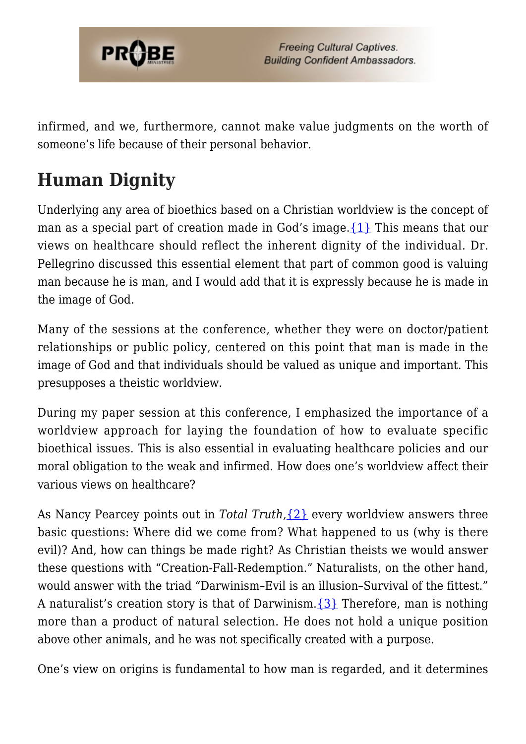infirmed, and we, furthermore, cannot make value judgments on the worth of someone's life because of their personal behavior.

## Human Dignity

Underlying any area of bioethics based on a Christian worldview is the concept of man as a special part of creation made in God's image.{1} This means that our views on healthcare should reflect the inherent dignity of the individual. Dr. Pellegrino discussed this essential element that part of common good is valuing man because he is man, and I would add that it is expressly because he is made in the image of God.

Many of the sessions at the conference, whether they were on doctor/patient relationships or public policy, centered on this point that man is made in the image of God and that individuals should be valued as unique and important. This presupposes a theistic worldview.

During my paper session at this conference, I emphasized the importance of a worldview approach for laying the foundation of how to evaluate specific bioethical issues. This is also essential in evaluating healthcare policies and our moral obligation to the weak and infirmed. How does one's worldview affect their various views on healthcare?

As Nancy Pearcey points out in *Total Truth*,{2} every worldview answers three basic questions: Where did we come from? What happened to us (why is there evil)? And, how can things be made right? As Christian theists we would answer these questions with "Creation-Fall-Redemption." Naturalists, on the other hand, would answer with the triad "Darwinism–Evil is an illusion–Survival of the fittest." A naturalist's creation story is that of Darwinism.{3} Therefore, man is nothing more than a product of natural selection. He does not hold a unique position above other animals, and he was not specifically created with a purpose.

One's view on origins is fundamental to how man is regarded, and it determines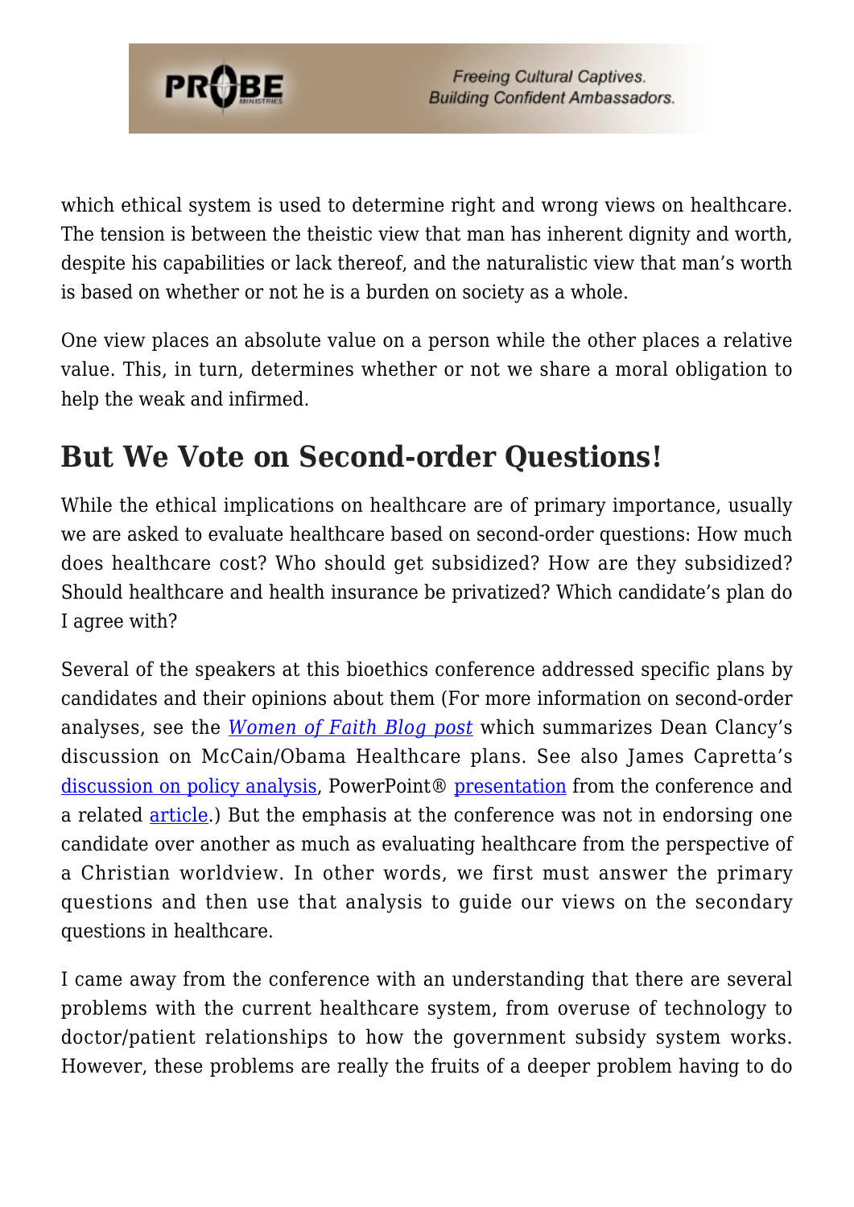which ethical system is used to determine right and wrong views on healthcare. The tension is between the theistic view that man has inherent dignity and worth, despite his capabilities or lack thereof, and the naturalistic view that man's worth is based on whether or not he is a burden on society as a whole.

One view places an absolute value on a person while the other places a relative value. This, in turn, determines whether or not we share a moral obligation to help the weak and infirmed.

## But We Vote on Second-order Questions!

While the ethical implications on healthcare are of primary importance, usually we are asked to evaluate healthcare based on second-order questions: How much does healthcare cost? Who should get subsidized? How are they subsidized? Should healthcare and health insurance be privatized? Which candidate's plan do I agree with?

Several of the speakers at this bioethics conference addressed specific plans by candidates and their opinions about them (For more information on second-order analyses, see the *Women of Faith Blog post* which summarizes Dean Clancy's discussion on McCain/Obama Healthcare plans. See also James Capretta's discussion on policy analysis, PowerPoint® presentation from the conference and a related article.) But the emphasis at the conference was not in endorsing one candidate over another as much as evaluating healthcare from the perspective of a Christian worldview. In other words, we first must answer the primary questions and then use that analysis to guide our views on the secondary questions in healthcare.

I came away from the conference with an understanding that there are several problems with the current healthcare system, from overuse of technology to doctor/patient relationships to how the government subsidy system works. However, these problems are really the fruits of a deeper problem having to do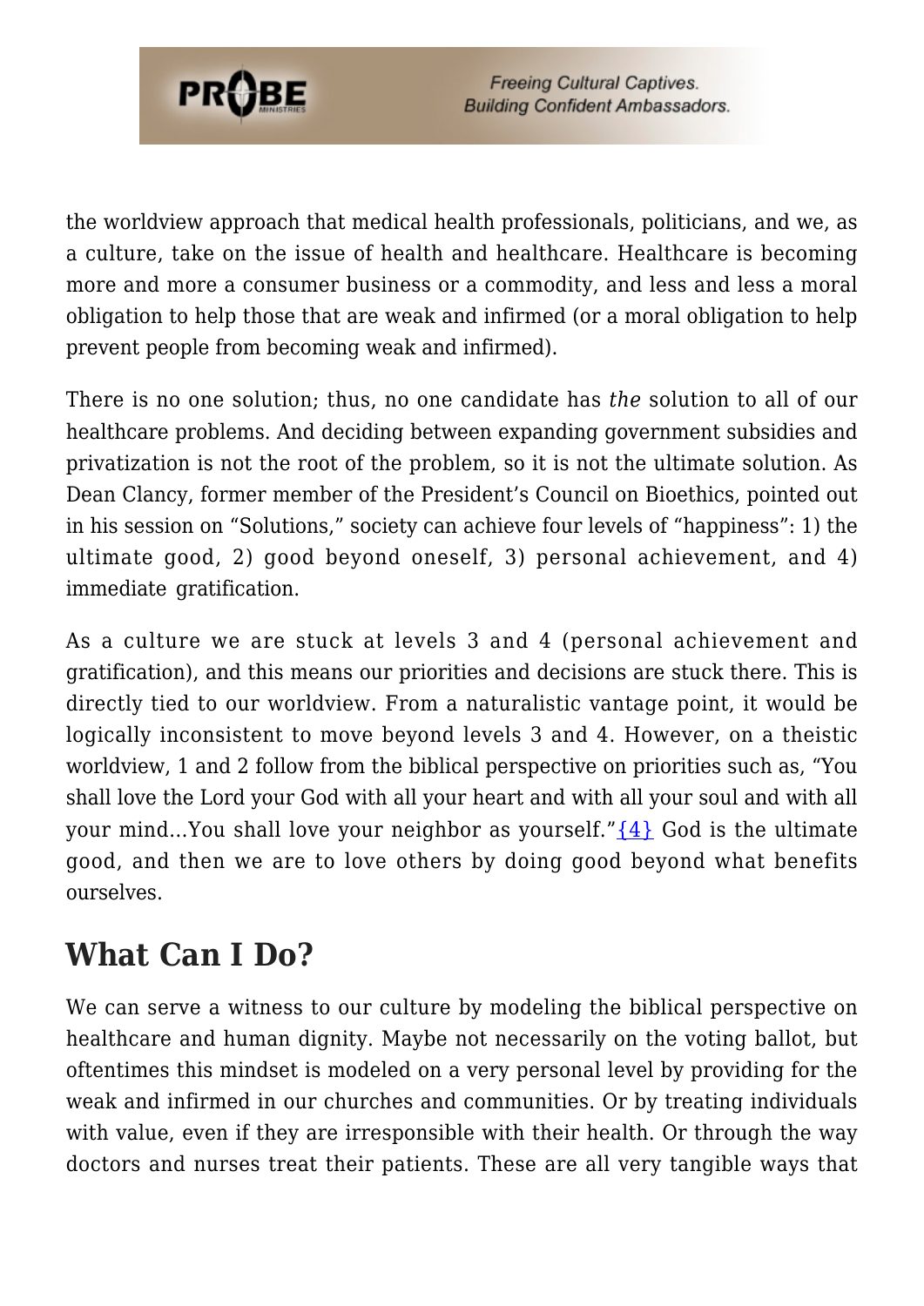the worldview approach that medical health professionals, politicians, and we, as a culture, take on the issue of health and healthcare. Healthcare is becoming more and more a consumer business or a commodity, and less and less a moral obligation to help those that are weak and infirmed (or a moral obligation to help prevent people from becoming weak and infirmed).

There is no one solution; thus, no one candidate has *the* solution to all of our healthcare problems. And deciding between expanding government subsidies and privatization is not the root of the problem, so it is not the ultimate solution. As Dean Clancy, former member of the President's Council on Bioethics, pointed out in his session on "Solutions," society can achieve four levels of "happiness": 1) the ultimate good, 2) good beyond oneself, 3) personal achievement, and 4) immediate gratification.

As a culture we are stuck at levels 3 and 4 (personal achievement and gratification), and this means our priorities and decisions are stuck there. This is directly tied to our worldview. From a naturalistic vantage point, it would be logically inconsistent to move beyond levels 3 and 4. However, on a theistic worldview, 1 and 2 follow from the biblical perspective on priorities such as, "You shall love the Lord your God with all your heart and with all your soul and with all your mind...You shall love your neighbor as yourself."{4} God is the ultimate good, and then we are to love others by doing good beyond what benefits ourselves.

## What Can I Do?

We can serve a witness to our culture by modeling the biblical perspective on healthcare and human dignity. Maybe not necessarily on the voting ballot, but oftentimes this mindset is modeled on a very personal level by providing for the weak and infirmed in our churches and communities. Or by treating individuals with value, even if they are irresponsible with their health. Or through the way doctors and nurses treat their patients. These are all very tangible ways that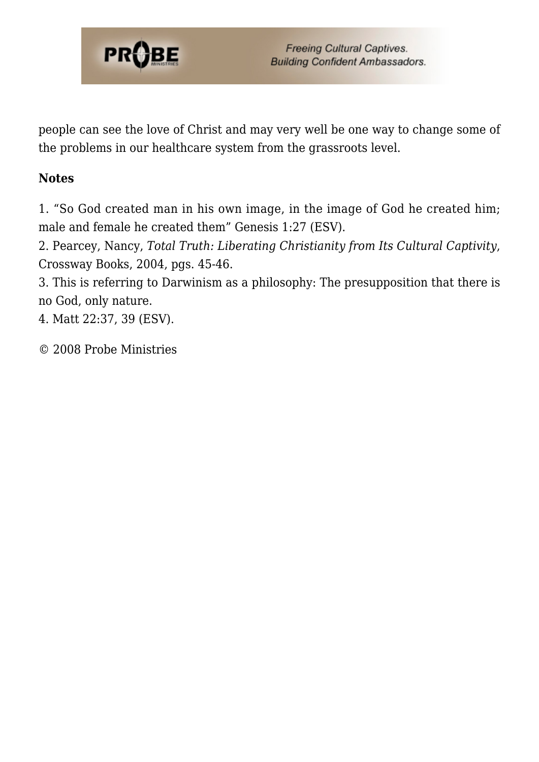people can see the love of Christ and may very well be one way to change some of the problems in our healthcare system from the grassroots level.

**Notes**

1. "So God created man in his own image, in the image of God he created him; male and female he created them" Genesis 1:27 (ESV).
2. Pearcey, Nancy, *Total Truth: Liberating Christianity from Its Cultural Captivity*, Crossway Books, 2004, pgs. 45-46.
3. This is referring to Darwinism as a philosophy: The presupposition that there is no God, only nature.
4. Matt 22:37, 39 (ESV).

© 2008 Probe Ministries